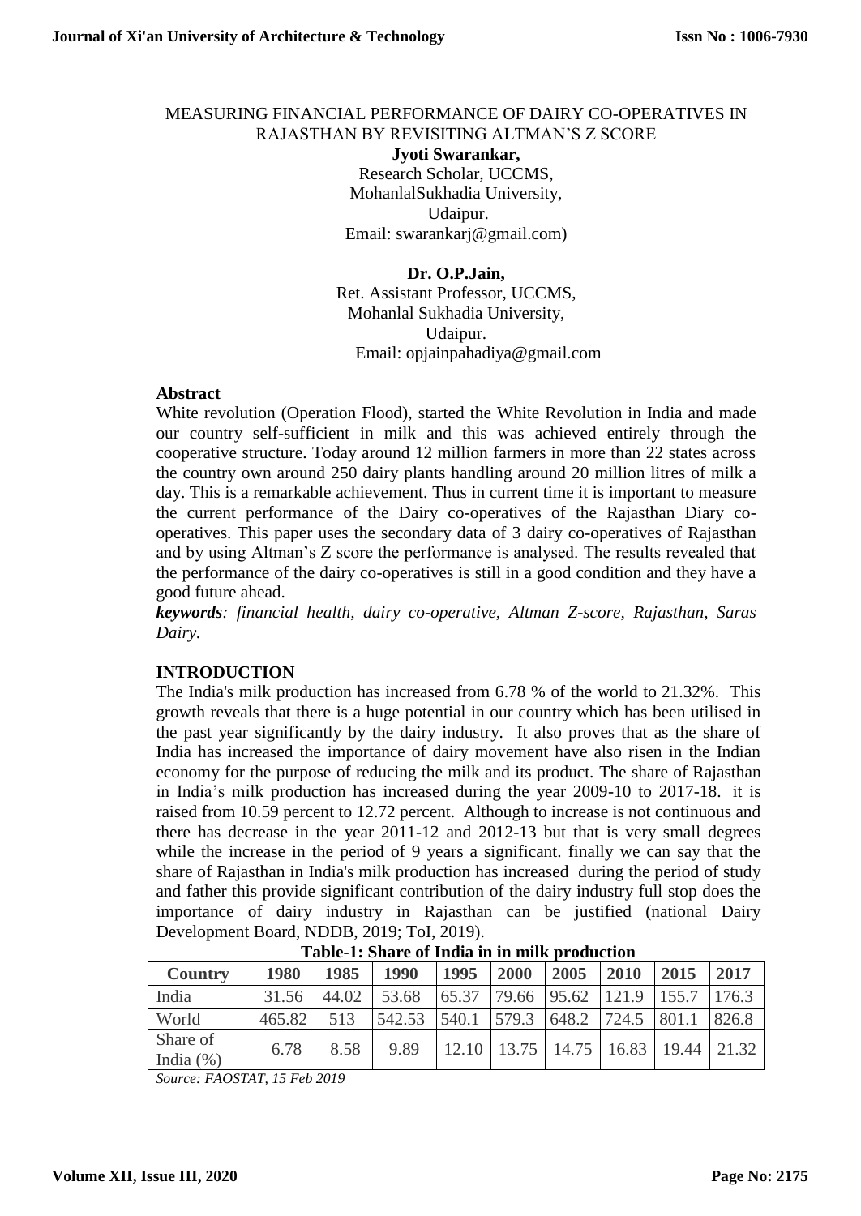# MEASURING FINANCIAL PERFORMANCE OF DAIRY CO-OPERATIVES IN RAJASTHAN BY REVISITING ALTMAN'S Z SCORE

**Jyoti Swarankar,**
Research Scholar, UCCMS,
MohanlalSukhadia University,
Udaipur.
Email: swarankarj@gmail.com)

**Dr. O.P.Jain,**
Ret. Assistant Professor, UCCMS,
Mohanlal Sukhadia University,
Udaipur.
Email: opjainpahadiya@gmail.com

## Abstract

White revolution (Operation Flood), started the White Revolution in India and made our country self-sufficient in milk and this was achieved entirely through the cooperative structure. Today around 12 million farmers in more than 22 states across the country own around 250 dairy plants handling around 20 million litres of milk a day. This is a remarkable achievement. Thus in current time it is important to measure the current performance of the Dairy co-operatives of the Rajasthan Diary co-operatives. This paper uses the secondary data of 3 dairy co-operatives of Rajasthan and by using Altman's Z score the performance is analysed. The results revealed that the performance of the dairy co-operatives is still in a good condition and they have a good future ahead.

***keywords****: financial health, dairy co-operative, Altman Z-score, Rajasthan, Saras Dairy.*

## INTRODUCTION

The India's milk production has increased from 6.78 % of the world to 21.32%. This growth reveals that there is a huge potential in our country which has been utilised in the past year significantly by the dairy industry. It also proves that as the share of India has increased the importance of dairy movement have also risen in the Indian economy for the purpose of reducing the milk and its product. The share of Rajasthan in India's milk production has increased during the year 2009-10 to 2017-18. it is raised from 10.59 percent to 12.72 percent. Although to increase is not continuous and there has decrease in the year 2011-12 and 2012-13 but that is very small degrees while the increase in the period of 9 years a significant. finally we can say that the share of Rajasthan in India's milk production has increased during the period of study and father this provide significant contribution of the dairy industry full stop does the importance of dairy industry in Rajasthan can be justified (national Dairy Development Board, NDDB, 2019; ToI, 2019).

**Table-1: Share of India in in milk production**

| Country | 1980 | 1985 | 1990 | 1995 | 2000 | 2005 | 2010 | 2015 | 2017 |
|---|---|---|---|---|---|---|---|---|---|
| India | 31.56 | 44.02 | 53.68 | 65.37 | 79.66 | 95.62 | 121.9 | 155.7 | 176.3 |
| World | 465.82 | 513 | 542.53 | 540.1 | 579.3 | 648.2 | 724.5 | 801.1 | 826.8 |
| Share of India (%) | 6.78 | 8.58 | 9.89 | 12.10 | 13.75 | 14.75 | 16.83 | 19.44 | 21.32 |

*Source: FAOSTAT, 15 Feb 2019*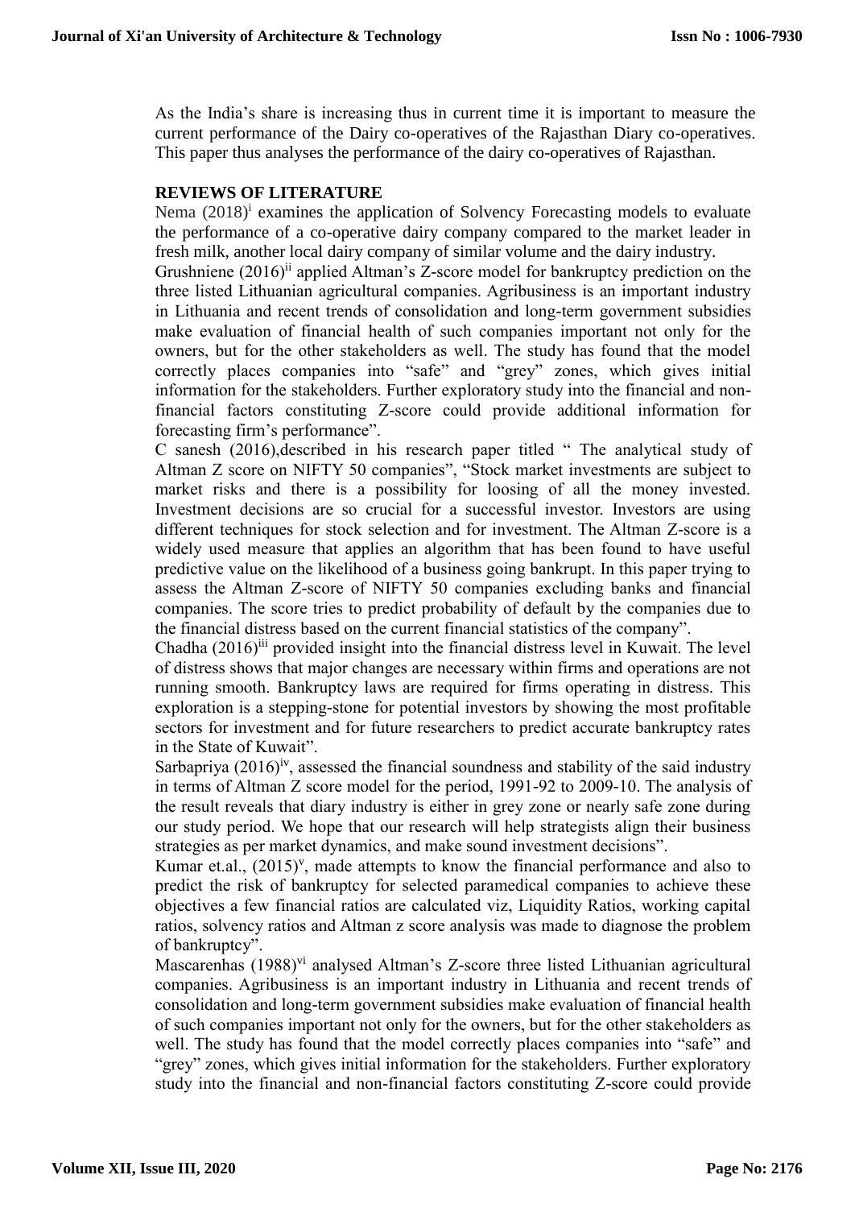As the India's share is increasing thus in current time it is important to measure the current performance of the Dairy co-operatives of the Rajasthan Diary co-operatives. This paper thus analyses the performance of the dairy co-operatives of Rajasthan.

## REVIEWS OF LITERATURE

Nema (2018)[i] examines the application of Solvency Forecasting models to evaluate the performance of a co-operative dairy company compared to the market leader in fresh milk, another local dairy company of similar volume and the dairy industry.

Grushniene (2016)[ii] applied Altman's Z-score model for bankruptcy prediction on the three listed Lithuanian agricultural companies. Agribusiness is an important industry in Lithuania and recent trends of consolidation and long-term government subsidies make evaluation of financial health of such companies important not only for the owners, but for the other stakeholders as well. The study has found that the model correctly places companies into "safe" and "grey" zones, which gives initial information for the stakeholders. Further exploratory study into the financial and non-financial factors constituting Z-score could provide additional information for forecasting firm's performance".

C sanesh (2016),described in his research paper titled " The analytical study of Altman Z score on NIFTY 50 companies", "Stock market investments are subject to market risks and there is a possibility for loosing of all the money invested. Investment decisions are so crucial for a successful investor. Investors are using different techniques for stock selection and for investment. The Altman Z-score is a widely used measure that applies an algorithm that has been found to have useful predictive value on the likelihood of a business going bankrupt. In this paper trying to assess the Altman Z-score of NIFTY 50 companies excluding banks and financial companies. The score tries to predict probability of default by the companies due to the financial distress based on the current financial statistics of the company".

Chadha (2016)[iii] provided insight into the financial distress level in Kuwait. The level of distress shows that major changes are necessary within firms and operations are not running smooth. Bankruptcy laws are required for firms operating in distress. This exploration is a stepping-stone for potential investors by showing the most profitable sectors for investment and for future researchers to predict accurate bankruptcy rates in the State of Kuwait".

Sarbapriya (2016)[iv], assessed the financial soundness and stability of the said industry in terms of Altman Z score model for the period, 1991-92 to 2009-10. The analysis of the result reveals that diary industry is either in grey zone or nearly safe zone during our study period. We hope that our research will help strategists align their business strategies as per market dynamics, and make sound investment decisions".

Kumar et.al., (2015)[v], made attempts to know the financial performance and also to predict the risk of bankruptcy for selected paramedical companies to achieve these objectives a few financial ratios are calculated viz, Liquidity Ratios, working capital ratios, solvency ratios and Altman z score analysis was made to diagnose the problem of bankruptcy".

Mascarenhas (1988)[vi] analysed Altman's Z-score three listed Lithuanian agricultural companies. Agribusiness is an important industry in Lithuania and recent trends of consolidation and long-term government subsidies make evaluation of financial health of such companies important not only for the owners, but for the other stakeholders as well. The study has found that the model correctly places companies into "safe" and "grey" zones, which gives initial information for the stakeholders. Further exploratory study into the financial and non-financial factors constituting Z-score could provide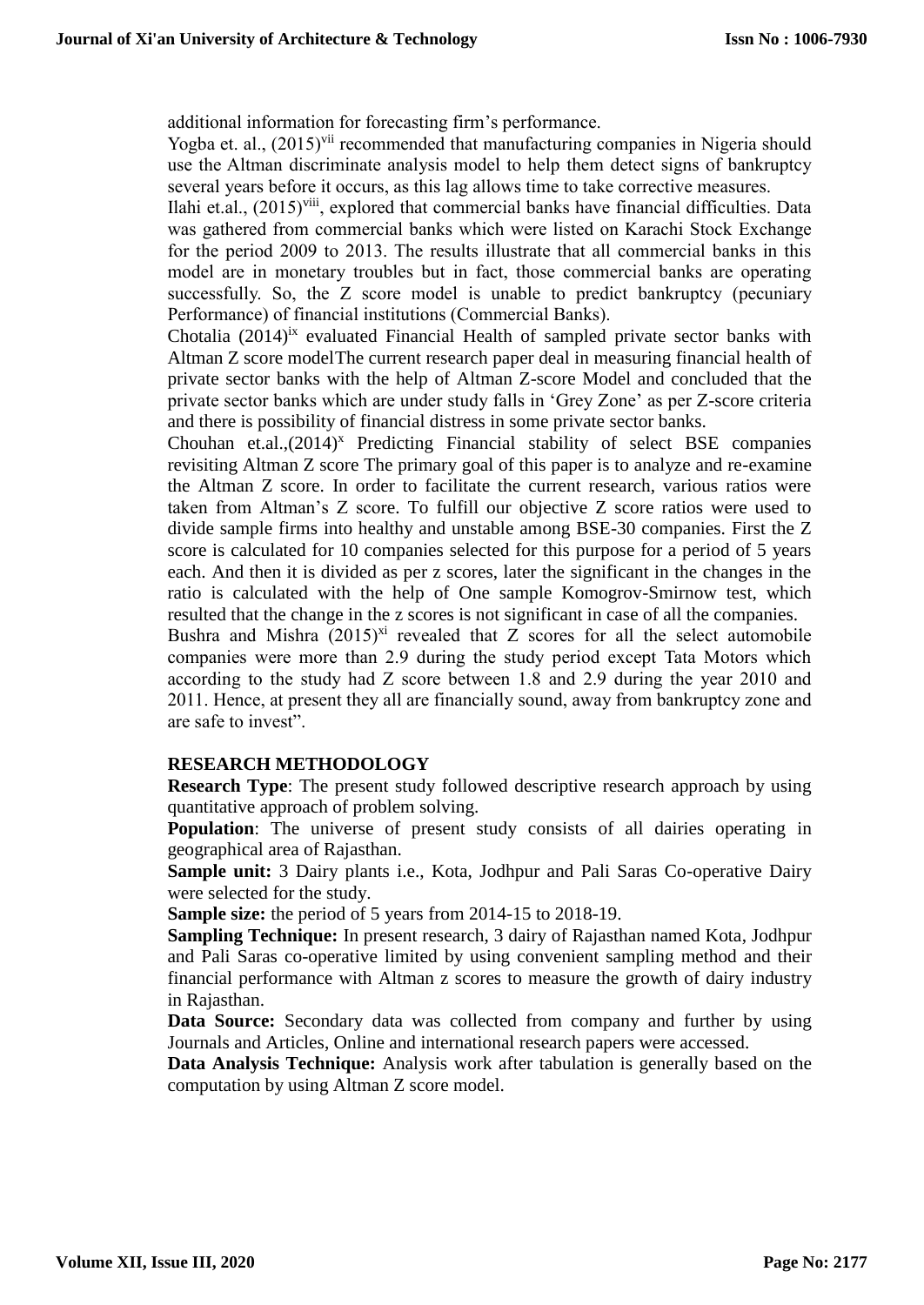additional information for forecasting firm's performance.

Yogba et. al., (2015)[vii] recommended that manufacturing companies in Nigeria should use the Altman discriminate analysis model to help them detect signs of bankruptcy several years before it occurs, as this lag allows time to take corrective measures.

Ilahi et.al., (2015)[viii], explored that commercial banks have financial difficulties. Data was gathered from commercial banks which were listed on Karachi Stock Exchange for the period 2009 to 2013. The results illustrate that all commercial banks in this model are in monetary troubles but in fact, those commercial banks are operating successfully. So, the Z score model is unable to predict bankruptcy (pecuniary Performance) of financial institutions (Commercial Banks).

Chotalia (2014)[ix] evaluated Financial Health of sampled private sector banks with Altman Z score modelThe current research paper deal in measuring financial health of private sector banks with the help of Altman Z-score Model and concluded that the private sector banks which are under study falls in 'Grey Zone' as per Z-score criteria and there is possibility of financial distress in some private sector banks.

Chouhan et.al.,(2014)[x] Predicting Financial stability of select BSE companies revisiting Altman Z score The primary goal of this paper is to analyze and re-examine the Altman Z score. In order to facilitate the current research, various ratios were taken from Altman's Z score. To fulfill our objective Z score ratios were used to divide sample firms into healthy and unstable among BSE-30 companies. First the Z score is calculated for 10 companies selected for this purpose for a period of 5 years each. And then it is divided as per z scores, later the significant in the changes in the ratio is calculated with the help of One sample Komogrov-Smirnow test, which resulted that the change in the z scores is not significant in case of all the companies.

Bushra and Mishra (2015)[xi] revealed that Z scores for all the select automobile companies were more than 2.9 during the study period except Tata Motors which according to the study had Z score between 1.8 and 2.9 during the year 2010 and 2011. Hence, at present they all are financially sound, away from bankruptcy zone and are safe to invest".

## RESEARCH METHODOLOGY

**Research Type**: The present study followed descriptive research approach by using quantitative approach of problem solving.

**Population**: The universe of present study consists of all dairies operating in geographical area of Rajasthan.

**Sample unit:** 3 Dairy plants i.e., Kota, Jodhpur and Pali Saras Co-operative Dairy were selected for the study.

**Sample size:** the period of 5 years from 2014-15 to 2018-19.

**Sampling Technique:** In present research, 3 dairy of Rajasthan named Kota, Jodhpur and Pali Saras co-operative limited by using convenient sampling method and their financial performance with Altman z scores to measure the growth of dairy industry in Rajasthan.

**Data Source:** Secondary data was collected from company and further by using Journals and Articles, Online and international research papers were accessed.

**Data Analysis Technique:** Analysis work after tabulation is generally based on the computation by using Altman Z score model.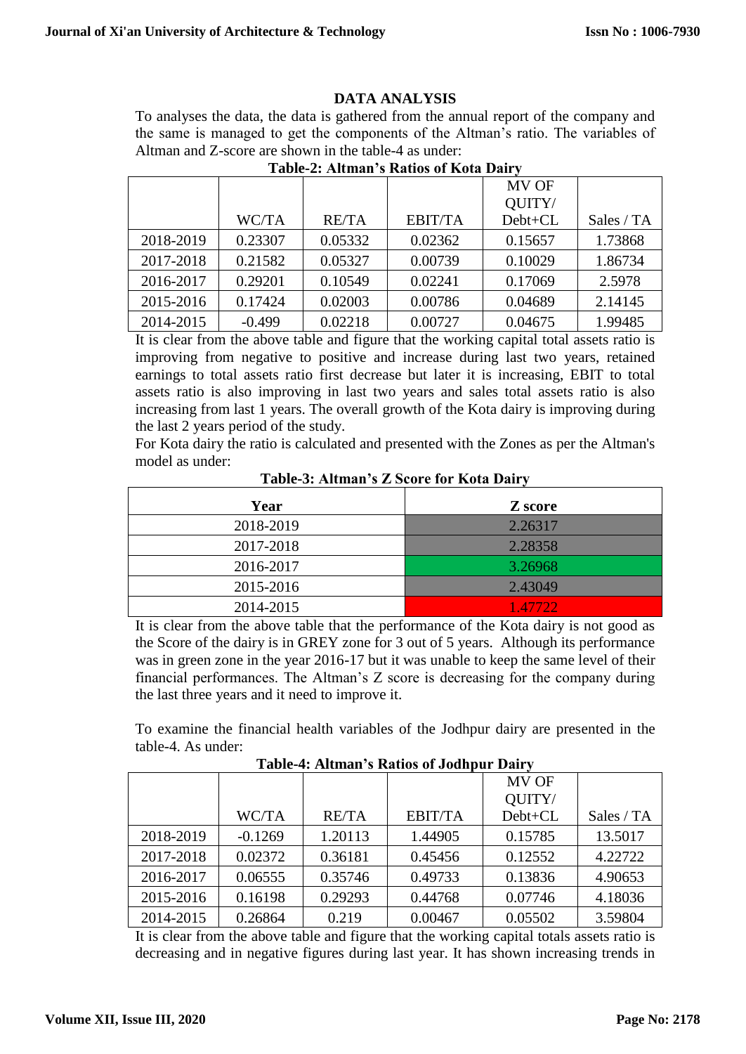## DATA ANALYSIS

To analyses the data, the data is gathered from the annual report of the company and the same is managed to get the components of the Altman's ratio. The variables of Altman and Z-score are shown in the table-4 as under:

**Table-2: Altman's Ratios of Kota Dairy**

| | WC/TA | RE/TA | EBIT/TA | MV OF QUITY/ Debt+CL | Sales / TA |
|---|---|---|---|---|---|
| 2018-2019 | 0.23307 | 0.05332 | 0.02362 | 0.15657 | 1.73868 |
| 2017-2018 | 0.21582 | 0.05327 | 0.00739 | 0.10029 | 1.86734 |
| 2016-2017 | 0.29201 | 0.10549 | 0.02241 | 0.17069 | 2.5978 |
| 2015-2016 | 0.17424 | 0.02003 | 0.00786 | 0.04689 | 2.14145 |
| 2014-2015 | -0.499 | 0.02218 | 0.00727 | 0.04675 | 1.99485 |

It is clear from the above table and figure that the working capital total assets ratio is improving from negative to positive and increase during last two years, retained earnings to total assets ratio first decrease but later it is increasing, EBIT to total assets ratio is also improving in last two years and sales total assets ratio is also increasing from last 1 years. The overall growth of the Kota dairy is improving during the last 2 years period of the study.

For Kota dairy the ratio is calculated and presented with the Zones as per the Altman's model as under:

**Table-3: Altman's Z Score for Kota Dairy**

| Year | Z score |
|---|---|
| 2018-2019 | 2.26317 |
| 2017-2018 | 2.28358 |
| 2016-2017 | 3.26968 |
| 2015-2016 | 2.43049 |
| 2014-2015 | 1.47722 |

It is clear from the above table that the performance of the Kota dairy is not good as the Score of the dairy is in GREY zone for 3 out of 5 years. Although its performance was in green zone in the year 2016-17 but it was unable to keep the same level of their financial performances. The Altman's Z score is decreasing for the company during the last three years and it need to improve it.

To examine the financial health variables of the Jodhpur dairy are presented in the table-4. As under:

**Table-4: Altman's Ratios of Jodhpur Dairy**

| | WC/TA | RE/TA | EBIT/TA | MV OF QUITY/ Debt+CL | Sales / TA |
|---|---|---|---|---|---|
| 2018-2019 | -0.1269 | 1.20113 | 1.44905 | 0.15785 | 13.5017 |
| 2017-2018 | 0.02372 | 0.36181 | 0.45456 | 0.12552 | 4.22722 |
| 2016-2017 | 0.06555 | 0.35746 | 0.49733 | 0.13836 | 4.90653 |
| 2015-2016 | 0.16198 | 0.29293 | 0.44768 | 0.07746 | 4.18036 |
| 2014-2015 | 0.26864 | 0.219 | 0.00467 | 0.05502 | 3.59804 |

It is clear from the above table and figure that the working capital totals assets ratio is decreasing and in negative figures during last year. It has shown increasing trends in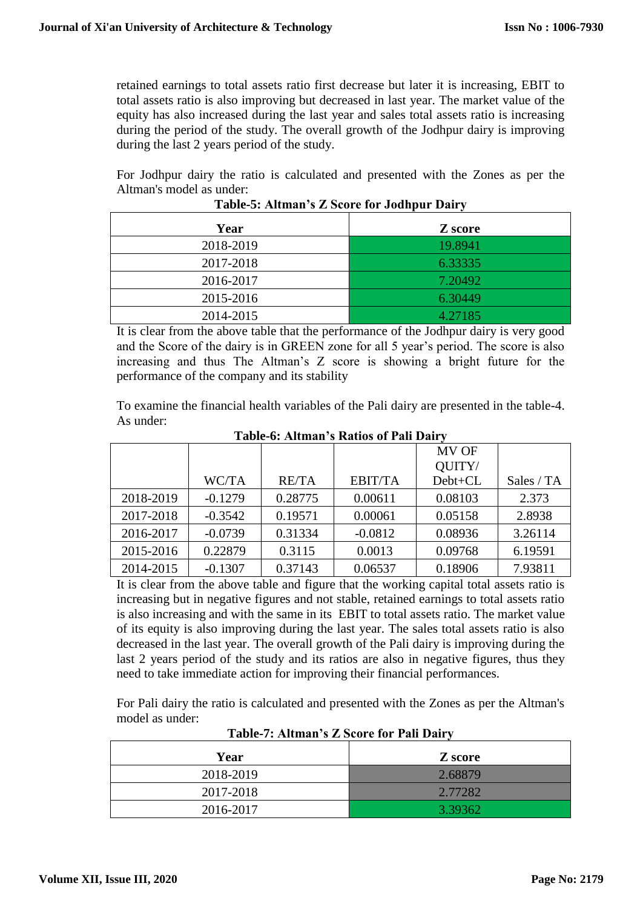retained earnings to total assets ratio first decrease but later it is increasing, EBIT to total assets ratio is also improving but decreased in last year. The market value of the equity has also increased during the last year and sales total assets ratio is increasing during the period of the study. The overall growth of the Jodhpur dairy is improving during the last 2 years period of the study.

For Jodhpur dairy the ratio is calculated and presented with the Zones as per the Altman's model as under:

**Table-5: Altman's Z Score for Jodhpur Dairy**

| Year | Z score |
|---|---|
| 2018-2019 | 19.8941 |
| 2017-2018 | 6.33335 |
| 2016-2017 | 7.20492 |
| 2015-2016 | 6.30449 |
| 2014-2015 | 4.27185 |

It is clear from the above table that the performance of the Jodhpur dairy is very good and the Score of the dairy is in GREEN zone for all 5 year's period. The score is also increasing and thus The Altman's Z score is showing a bright future for the performance of the company and its stability

To examine the financial health variables of the Pali dairy are presented in the table-4. As under:

**Table-6: Altman's Ratios of Pali Dairy**

| | WC/TA | RE/TA | EBIT/TA | MV OF QUITY/ Debt+CL | Sales / TA |
|---|---|---|---|---|---|
| 2018-2019 | -0.1279 | 0.28775 | 0.00611 | 0.08103 | 2.373 |
| 2017-2018 | -0.3542 | 0.19571 | 0.00061 | 0.05158 | 2.8938 |
| 2016-2017 | -0.0739 | 0.31334 | -0.0812 | 0.08936 | 3.26114 |
| 2015-2016 | 0.22879 | 0.3115 | 0.0013 | 0.09768 | 6.19591 |
| 2014-2015 | -0.1307 | 0.37143 | 0.06537 | 0.18906 | 7.93811 |

It is clear from the above table and figure that the working capital total assets ratio is increasing but in negative figures and not stable, retained earnings to total assets ratio is also increasing and with the same in its EBIT to total assets ratio. The market value of its equity is also improving during the last year. The sales total assets ratio is also decreased in the last year. The overall growth of the Pali dairy is improving during the last 2 years period of the study and its ratios are also in negative figures, thus they need to take immediate action for improving their financial performances.

For Pali dairy the ratio is calculated and presented with the Zones as per the Altman's model as under:

**Table-7: Altman's Z Score for Pali Dairy**

| Year | Z score |
|---|---|
| 2018-2019 | 2.68879 |
| 2017-2018 | 2.77282 |
| 2016-2017 | 3.39362 |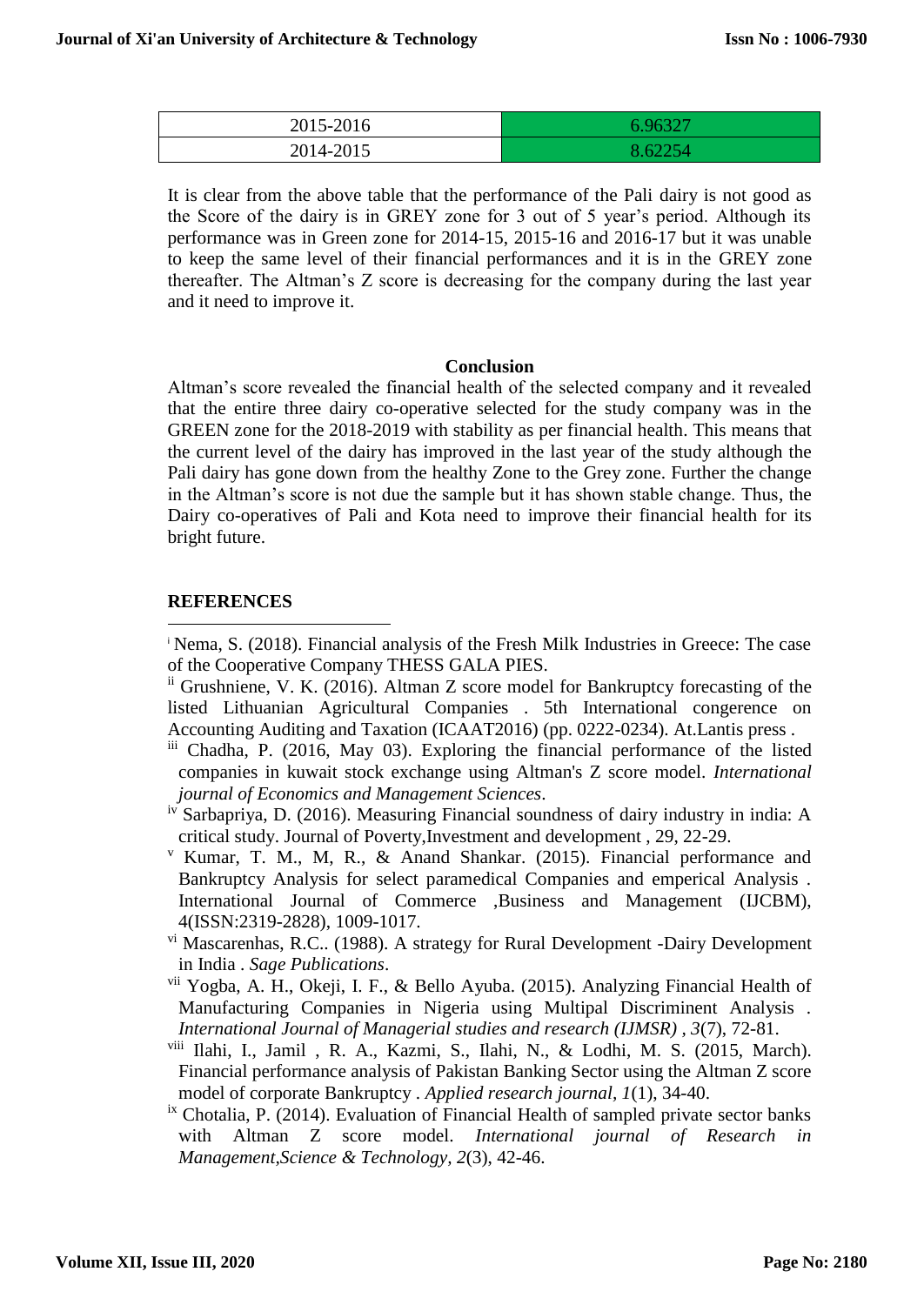| 2015-2016 | 6.96327 |
|---|---|
| 2014-2015 | 8.62254 |

It is clear from the above table that the performance of the Pali dairy is not good as the Score of the dairy is in GREY zone for 3 out of 5 year's period. Although its performance was in Green zone for 2014-15, 2015-16 and 2016-17 but it was unable to keep the same level of their financial performances and it is in the GREY zone thereafter. The Altman's Z score is decreasing for the company during the last year and it need to improve it.

## Conclusion

Altman's score revealed the financial health of the selected company and it revealed that the entire three dairy co-operative selected for the study company was in the GREEN zone for the 2018-2019 with stability as per financial health. This means that the current level of the dairy has improved in the last year of the study although the Pali dairy has gone down from the healthy Zone to the Grey zone. Further the change in the Altman's score is not due the sample but it has shown stable change. Thus, the Dairy co-operatives of Pali and Kota need to improve their financial health for its bright future.

## REFERENCES

[i] Nema, S. (2018). Financial analysis of the Fresh Milk Industries in Greece: The case of the Cooperative Company THESS GALA PIES.

[ii] Grushniene, V. K. (2016). Altman Z score model for Bankruptcy forecasting of the listed Lithuanian Agricultural Companies . 5th International congerence on Accounting Auditing and Taxation (ICAAT2016) (pp. 0222-0234). At.Lantis press .

[iii] Chadha, P. (2016, May 03). Exploring the financial performance of the listed companies in kuwait stock exchange using Altman's Z score model. *International journal of Economics and Management Sciences*.

[iv] Sarbapriya, D. (2016). Measuring Financial soundness of dairy industry in india: A critical study. Journal of Poverty,Investment and development , 29, 22-29.

[v] Kumar, T. M., M, R., & Anand Shankar. (2015). Financial performance and Bankruptcy Analysis for select paramedical Companies and emperical Analysis . International Journal of Commerce ,Business and Management (IJCBM), 4(ISSN:2319-2828), 1009-1017.

[vi] Mascarenhas, R.C.. (1988). A strategy for Rural Development -Dairy Development in India . *Sage Publications*.

[vii] Yogba, A. H., Okeji, I. F., & Bello Ayuba. (2015). Analyzing Financial Health of Manufacturing Companies in Nigeria using Multipal Discriminent Analysis . *International Journal of Managerial studies and research (IJMSR) , 3*(7), 72-81.

[viii] Ilahi, I., Jamil , R. A., Kazmi, S., Ilahi, N., & Lodhi, M. S. (2015, March). Financial performance analysis of Pakistan Banking Sector using the Altman Z score model of corporate Bankruptcy . *Applied research journal, 1*(1), 34-40.

[ix] Chotalia, P. (2014). Evaluation of Financial Health of sampled private sector banks with Altman Z score model. *International journal of Research in Management,Science & Technology, 2*(3), 42-46.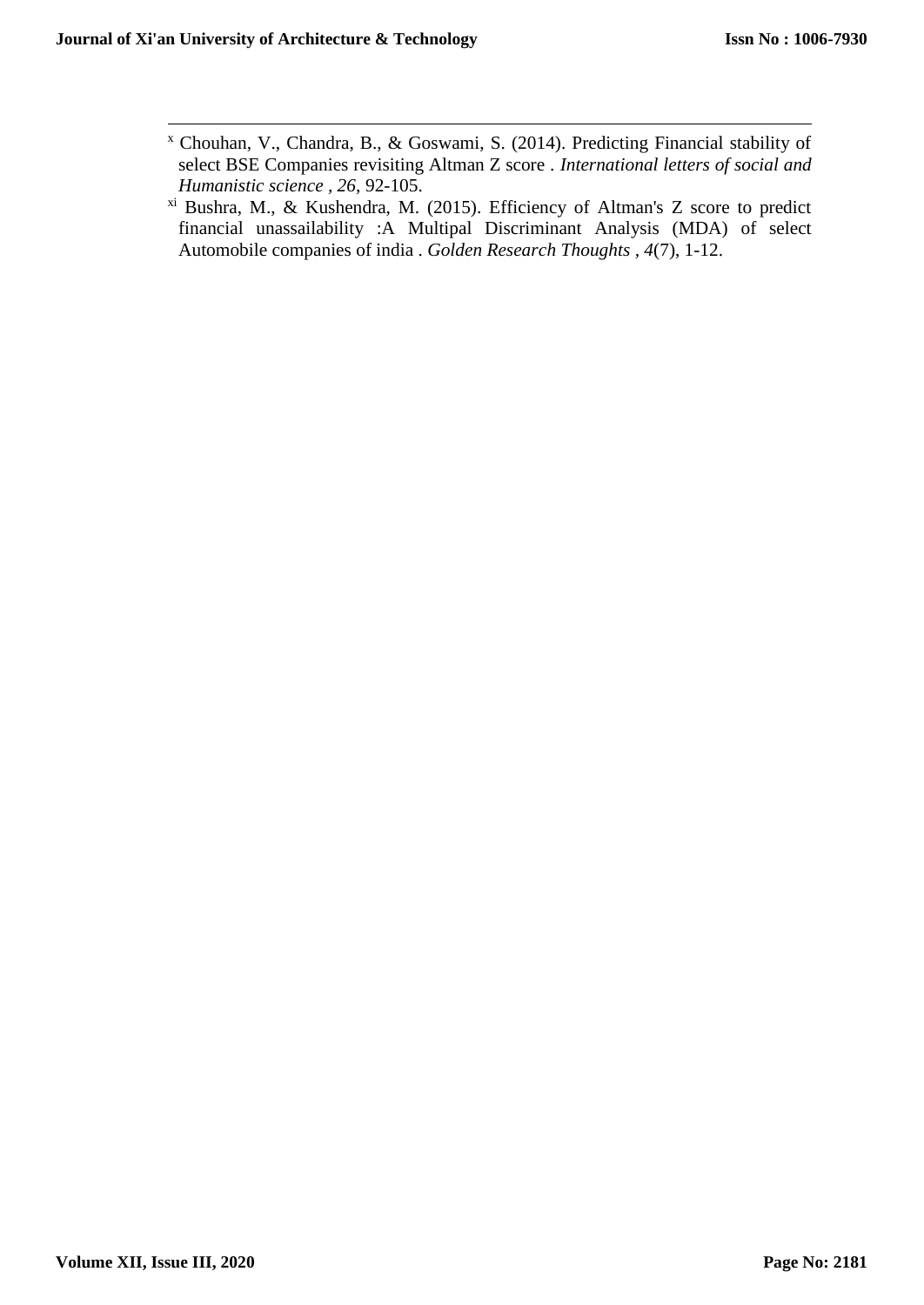[x] Chouhan, V., Chandra, B., & Goswami, S. (2014). Predicting Financial stability of select BSE Companies revisiting Altman Z score . *International letters of social and Humanistic science , 26*, 92-105.

[xi] Bushra, M., & Kushendra, M. (2015). Efficiency of Altman's Z score to predict financial unassailability :A Multipal Discriminant Analysis (MDA) of select Automobile companies of india . *Golden Research Thoughts , 4*(7), 1-12.